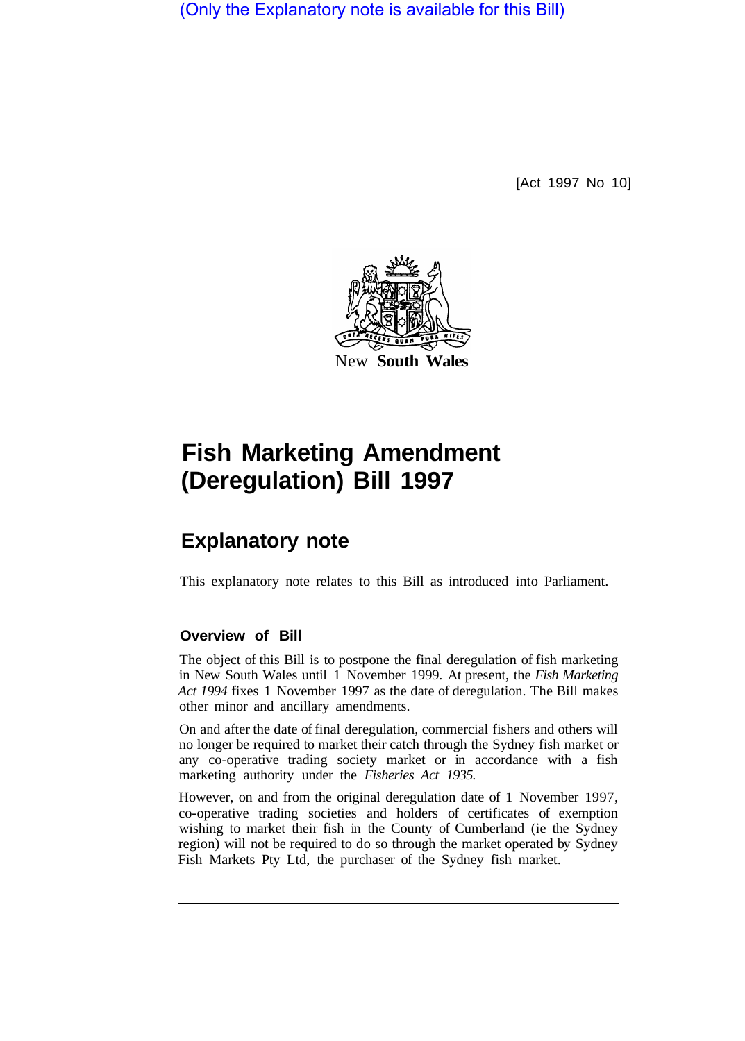(Only the Explanatory note is available for this Bill)

[Act 1997 No 10]

New South Wales

# Fish Marketing Amendment (Deregulation) Bill 1997

## Explanatory note

This explanatory note relates to this Bill as introduced into Parliament.

### Overview of Bill

The object of this Bill is to postpone the final deregulation of fish marketing in New South Wales until 1 November 1999. At present, the *Fish Marketing Act 1994* fixes 1 November 1997 as the date of deregulation. The Bill makes other minor and ancillary amendments.

On and after the date of final deregulation, commercial fishers and others will no longer be required to market their catch through the Sydney fish market or any co-operative trading society market or in accordance with a fish marketing authority under the *Fisheries Act 1935.*

However, on and from the original deregulation date of 1 November 1997, co-operative trading societies and holders of certificates of exemption wishing to market their fish in the County of Cumberland (ie the Sydney region) will not be required to do so through the market operated by Sydney Fish Markets Pty Ltd, the purchaser of the Sydney fish market.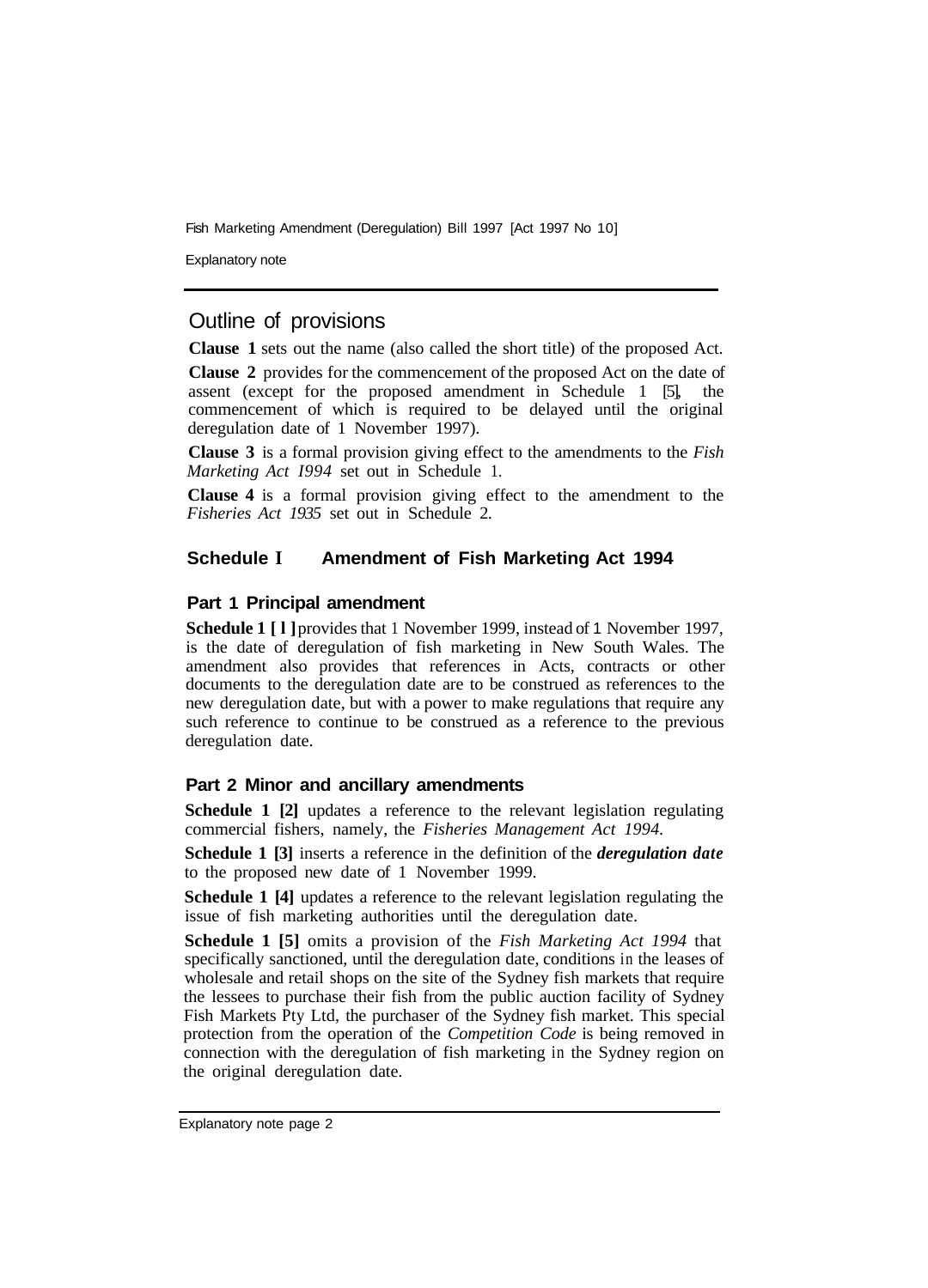## Outline of provisions

**Clause 1** sets out the name (also called the short title) of the proposed Act.

**Clause 2** provides for the commencement of the proposed Act on the date of assent (except for the proposed amendment in Schedule 1 [5], the commencement of which is required to be delayed until the original deregulation date of 1 November 1997).

**Clause 3** is a formal provision giving effect to the amendments to the *Fish Marketing Act I994* set out in Schedule 1.

**Clause 4** is a formal provision giving effect to the amendment to the *Fisheries Act 1935* set out in Schedule 2.

### Schedule I Amendment of Fish Marketing Act 1994

#### Part 1 Principal amendment

**Schedule 1 [ l ]** provides that 1 November 1999, instead of 1 November 1997, is the date of deregulation of fish marketing in New South Wales. The amendment also provides that references in Acts, contracts or other documents to the deregulation date are to be construed as references to the new deregulation date, but with a power to make regulations that require any such reference to continue to be construed as a reference to the previous deregulation date.

#### Part 2 Minor and ancillary amendments

**Schedule 1 [2]** updates a reference to the relevant legislation regulating commercial fishers, namely, the *Fisheries Management Act 1994*.

**Schedule 1 [3]** inserts a reference in the definition of the ***deregulation date*** to the proposed new date of 1 November 1999.

**Schedule 1 [4]** updates a reference to the relevant legislation regulating the issue of fish marketing authorities until the deregulation date.

**Schedule 1 [5]** omits a provision of the *Fish Marketing Act 1994* that specifically sanctioned, until the deregulation date, conditions in the leases of wholesale and retail shops on the site of the Sydney fish markets that require the lessees to purchase their fish from the public auction facility of Sydney Fish Markets Pty Ltd, the purchaser of the Sydney fish market. This special protection from the operation of the *Competition Code* is being removed in connection with the deregulation of fish marketing in the Sydney region on the original deregulation date.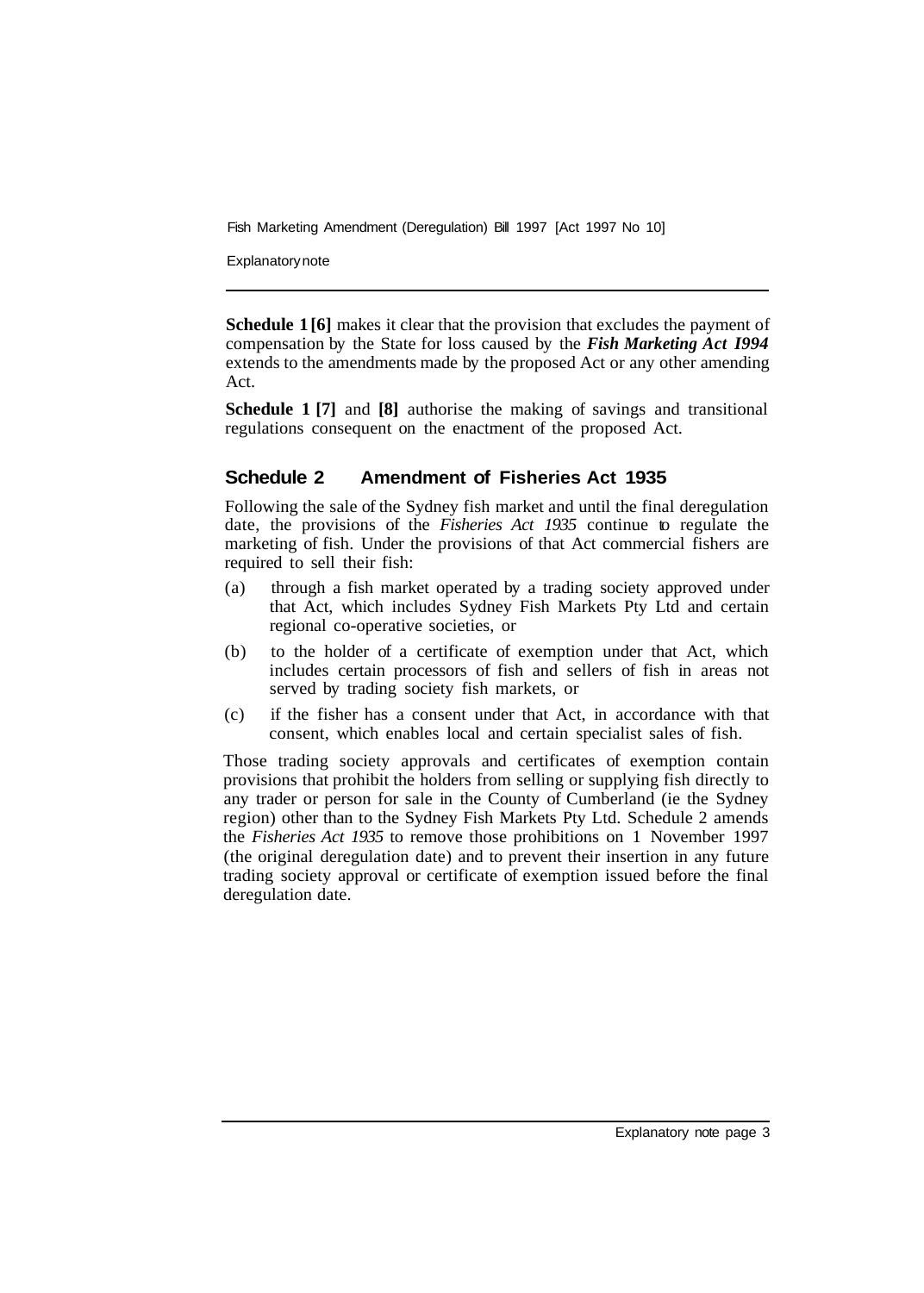**Schedule 1 [6]** makes it clear that the provision that excludes the payment of compensation by the State for loss caused by the ***Fish Marketing Act I994*** extends to the amendments made by the proposed Act or any other amending Act.

**Schedule 1 [7]** and **[8]** authorise the making of savings and transitional regulations consequent on the enactment of the proposed Act.

## Schedule 2 Amendment of Fisheries Act 1935

Following the sale of the Sydney fish market and until the final deregulation date, the provisions of the *Fisheries Act 1935* continue to regulate the marketing of fish. Under the provisions of that Act commercial fishers are required to sell their fish:

(a) through a fish market operated by a trading society approved under that Act, which includes Sydney Fish Markets Pty Ltd and certain regional co-operative societies, or

(b) to the holder of a certificate of exemption under that Act, which includes certain processors of fish and sellers of fish in areas not served by trading society fish markets, or

(c) if the fisher has a consent under that Act, in accordance with that consent, which enables local and certain specialist sales of fish.

Those trading society approvals and certificates of exemption contain provisions that prohibit the holders from selling or supplying fish directly to any trader or person for sale in the County of Cumberland (ie the Sydney region) other than to the Sydney Fish Markets Pty Ltd. Schedule 2 amends the *Fisheries Act 1935* to remove those prohibitions on 1 November 1997 (the original deregulation date) and to prevent their insertion in any future trading society approval or certificate of exemption issued before the final deregulation date.